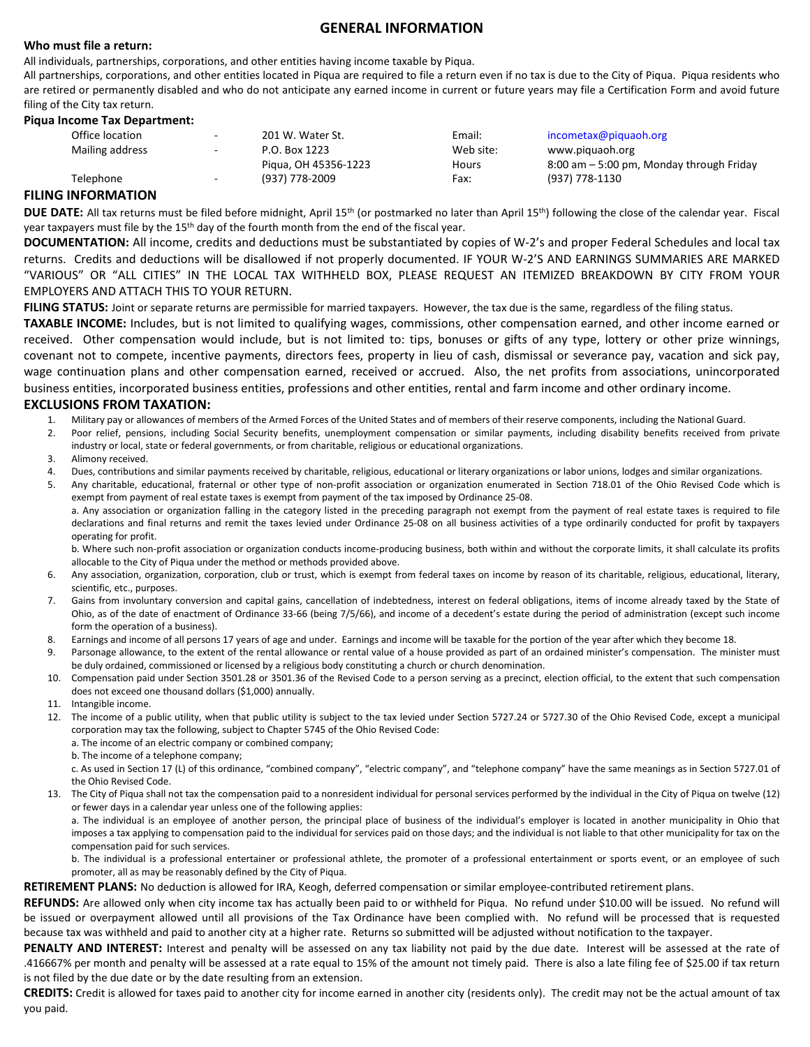# GENERAL INFORMATION

**Who must file a return:**

All individuals, partnerships, corporations, and other entities having income taxable by Piqua.

All partnerships, corporations, and other entities located in Piqua are required to file a return even if no tax is due to the City of Piqua. Piqua residents who are retired or permanently disabled and who do not anticipate any earned income in current or future years may file a Certification Form and avoid future filing of the City tax return.

**Piqua Income Tax Department:**

| | | | | |
|---|---|---|---|---|
| Office location | - | 201 W. Water St. | Email: | incometax@piquaoh.org |
| Mailing address | - | P.O. Box 1223 | Web site: | www.piquaoh.org |
| | | Piqua, OH 45356-1223 | Hours | 8:00 am – 5:00 pm, Monday through Friday |
| Telephone | - | (937) 778-2009 | Fax: | (937) 778-1130 |

## FILING INFORMATION

**DUE DATE:** All tax returns must be filed before midnight, April 15th (or postmarked no later than April 15th) following the close of the calendar year. Fiscal year taxpayers must file by the 15th day of the fourth month from the end of the fiscal year.

**DOCUMENTATION:** All income, credits and deductions must be substantiated by copies of W-2's and proper Federal Schedules and local tax returns. Credits and deductions will be disallowed if not properly documented. IF YOUR W-2'S AND EARNINGS SUMMARIES ARE MARKED "VARIOUS" OR "ALL CITIES" IN THE LOCAL TAX WITHHELD BOX, PLEASE REQUEST AN ITEMIZED BREAKDOWN BY CITY FROM YOUR EMPLOYERS AND ATTACH THIS TO YOUR RETURN.

**FILING STATUS:** Joint or separate returns are permissible for married taxpayers. However, the tax due is the same, regardless of the filing status.

**TAXABLE INCOME:** Includes, but is not limited to qualifying wages, commissions, other compensation earned, and other income earned or received. Other compensation would include, but is not limited to: tips, bonuses or gifts of any type, lottery or other prize winnings, covenant not to compete, incentive payments, directors fees, property in lieu of cash, dismissal or severance pay, vacation and sick pay, wage continuation plans and other compensation earned, received or accrued. Also, the net profits from associations, unincorporated business entities, incorporated business entities, professions and other entities, rental and farm income and other ordinary income.

## EXCLUSIONS FROM TAXATION:

1. Military pay or allowances of members of the Armed Forces of the United States and of members of their reserve components, including the National Guard.
2. Poor relief, pensions, including Social Security benefits, unemployment compensation or similar payments, including disability benefits received from private industry or local, state or federal governments, or from charitable, religious or educational organizations.
3. Alimony received.
4. Dues, contributions and similar payments received by charitable, religious, educational or literary organizations or labor unions, lodges and similar organizations.
5. Any charitable, educational, fraternal or other type of non-profit association or organization enumerated in Section 718.01 of the Ohio Revised Code which is exempt from payment of real estate taxes is exempt from payment of the tax imposed by Ordinance 25-08.

   a. Any association or organization falling in the category listed in the preceding paragraph not exempt from the payment of real estate taxes is required to file declarations and final returns and remit the taxes levied under Ordinance 25-08 on all business activities of a type ordinarily conducted for profit by taxpayers operating for profit.

   b. Where such non-profit association or organization conducts income-producing business, both within and without the corporate limits, it shall calculate its profits allocable to the City of Piqua under the method or methods provided above.
6. Any association, organization, corporation, club or trust, which is exempt from federal taxes on income by reason of its charitable, religious, educational, literary, scientific, etc., purposes.
7. Gains from involuntary conversion and capital gains, cancellation of indebtedness, interest on federal obligations, items of income already taxed by the State of Ohio, as of the date of enactment of Ordinance 33-66 (being 7/5/66), and income of a decedent's estate during the period of administration (except such income form the operation of a business).
8. Earnings and income of all persons 17 years of age and under. Earnings and income will be taxable for the portion of the year after which they become 18.
9. Parsonage allowance, to the extent of the rental allowance or rental value of a house provided as part of an ordained minister's compensation. The minister must be duly ordained, commissioned or licensed by a religious body constituting a church or church denomination.
10. Compensation paid under Section 3501.28 or 3501.36 of the Revised Code to a person serving as a precinct, election official, to the extent that such compensation does not exceed one thousand dollars ($1,000) annually.
11. Intangible income.
12. The income of a public utility, when that public utility is subject to the tax levied under Section 5727.24 or 5727.30 of the Ohio Revised Code, except a municipal corporation may tax the following, subject to Chapter 5745 of the Ohio Revised Code:

    a. The income of an electric company or combined company;

    b. The income of a telephone company;

    c. As used in Section 17 (L) of this ordinance, "combined company", "electric company", and "telephone company" have the same meanings as in Section 5727.01 of the Ohio Revised Code.
13. The City of Piqua shall not tax the compensation paid to a nonresident individual for personal services performed by the individual in the City of Piqua on twelve (12) or fewer days in a calendar year unless one of the following applies:

    a. The individual is an employee of another person, the principal place of business of the individual's employer is located in another municipality in Ohio that imposes a tax applying to compensation paid to the individual for services paid on those days; and the individual is not liable to that other municipality for tax on the compensation paid for such services.

    b. The individual is a professional entertainer or professional athlete, the promoter of a professional entertainment or sports event, or an employee of such promoter, all as may be reasonably defined by the City of Piqua.

**RETIREMENT PLANS:** No deduction is allowed for IRA, Keogh, deferred compensation or similar employee-contributed retirement plans.

**REFUNDS:** Are allowed only when city income tax has actually been paid to or withheld for Piqua. No refund under $10.00 will be issued. No refund will be issued or overpayment allowed until all provisions of the Tax Ordinance have been complied with. No refund will be processed that is requested because tax was withheld and paid to another city at a higher rate. Returns so submitted will be adjusted without notification to the taxpayer.

**PENALTY AND INTEREST:** Interest and penalty will be assessed on any tax liability not paid by the due date. Interest will be assessed at the rate of .416667% per month and penalty will be assessed at a rate equal to 15% of the amount not timely paid. There is also a late filing fee of $25.00 if tax return is not filed by the due date or by the date resulting from an extension.

**CREDITS:** Credit is allowed for taxes paid to another city for income earned in another city (residents only). The credit may not be the actual amount of tax you paid.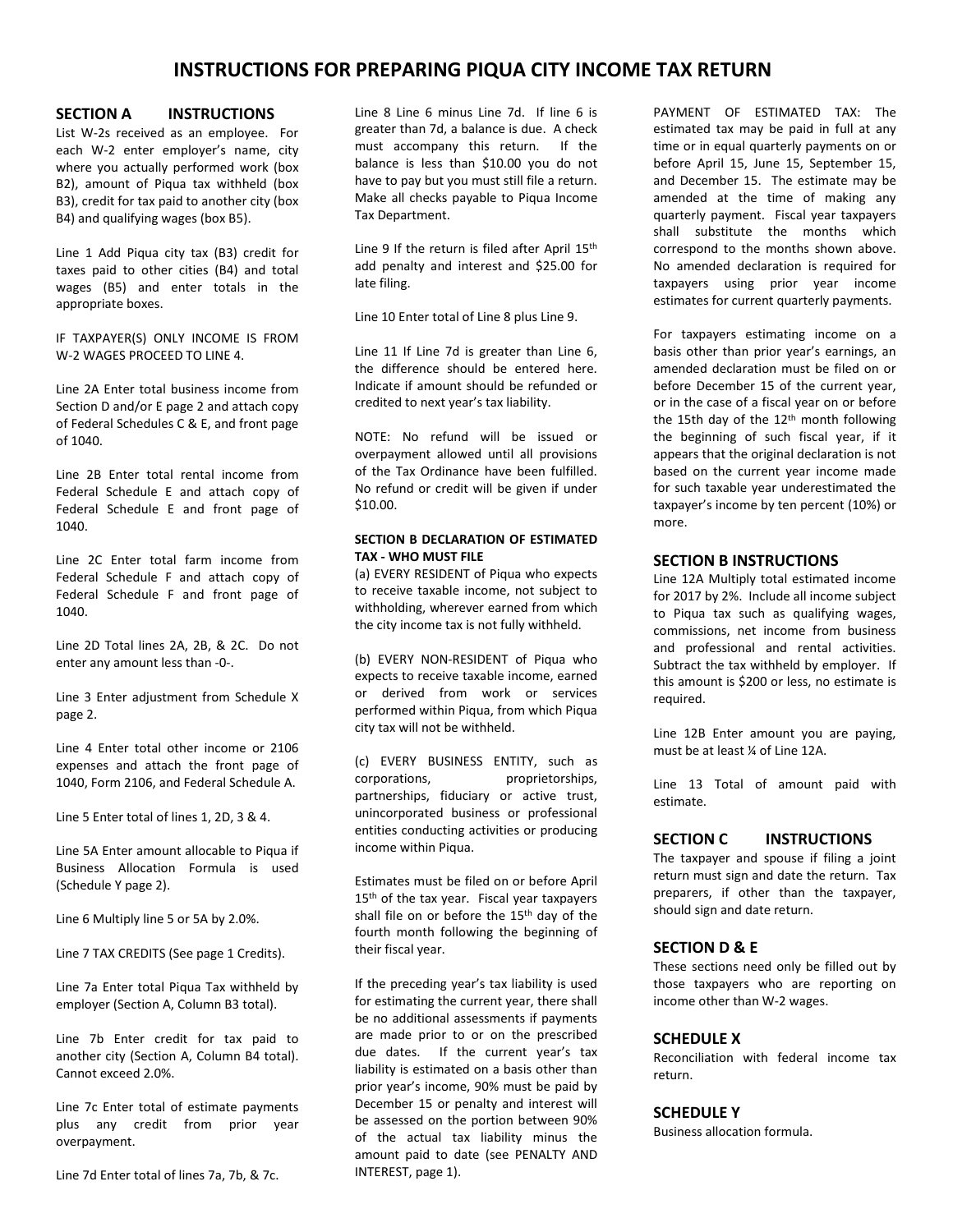# INSTRUCTIONS FOR PREPARING PIQUA CITY INCOME TAX RETURN

## SECTION A INSTRUCTIONS

List W-2s received as an employee. For each W-2 enter employer's name, city where you actually performed work (box B2), amount of Piqua tax withheld (box B3), credit for tax paid to another city (box B4) and qualifying wages (box B5).

Line 1 Add Piqua city tax (B3) credit for taxes paid to other cities (B4) and total wages (B5) and enter totals in the appropriate boxes.

IF TAXPAYER(S) ONLY INCOME IS FROM W-2 WAGES PROCEED TO LINE 4.

Line 2A Enter total business income from Section D and/or E page 2 and attach copy of Federal Schedules C & E, and front page of 1040.

Line 2B Enter total rental income from Federal Schedule E and attach copy of Federal Schedule E and front page of 1040.

Line 2C Enter total farm income from Federal Schedule F and attach copy of Federal Schedule F and front page of 1040.

Line 2D Total lines 2A, 2B, & 2C. Do not enter any amount less than -0-.

Line 3 Enter adjustment from Schedule X page 2.

Line 4 Enter total other income or 2106 expenses and attach the front page of 1040, Form 2106, and Federal Schedule A.

Line 5 Enter total of lines 1, 2D, 3 & 4.

Line 5A Enter amount allocable to Piqua if Business Allocation Formula is used (Schedule Y page 2).

Line 6 Multiply line 5 or 5A by 2.0%.

Line 7 TAX CREDITS (See page 1 Credits).

Line 7a Enter total Piqua Tax withheld by employer (Section A, Column B3 total).

Line 7b Enter credit for tax paid to another city (Section A, Column B4 total). Cannot exceed 2.0%.

Line 7c Enter total of estimate payments plus any credit from prior year overpayment.

Line 7d Enter total of lines 7a, 7b, & 7c.

Line 8 Line 6 minus Line 7d. If line 6 is greater than 7d, a balance is due. A check must accompany this return. If the balance is less than $10.00 you do not have to pay but you must still file a return. Make all checks payable to Piqua Income Tax Department.

Line 9 If the return is filed after April 15th add penalty and interest and $25.00 for late filing.

Line 10 Enter total of Line 8 plus Line 9.

Line 11 If Line 7d is greater than Line 6, the difference should be entered here. Indicate if amount should be refunded or credited to next year's tax liability.

NOTE: No refund will be issued or overpayment allowed until all provisions of the Tax Ordinance have been fulfilled. No refund or credit will be given if under $10.00.

**SECTION B DECLARATION OF ESTIMATED TAX - WHO MUST FILE**

(a) EVERY RESIDENT of Piqua who expects to receive taxable income, not subject to withholding, wherever earned from which the city income tax is not fully withheld.

(b) EVERY NON-RESIDENT of Piqua who expects to receive taxable income, earned or derived from work or services performed within Piqua, from which Piqua city tax will not be withheld.

(c) EVERY BUSINESS ENTITY, such as corporations, proprietorships, partnerships, fiduciary or active trust, unincorporated business or professional entities conducting activities or producing income within Piqua.

Estimates must be filed on or before April 15th of the tax year. Fiscal year taxpayers shall file on or before the 15th day of the fourth month following the beginning of their fiscal year.

If the preceding year's tax liability is used for estimating the current year, there shall be no additional assessments if payments are made prior to or on the prescribed due dates. If the current year's tax liability is estimated on a basis other than prior year's income, 90% must be paid by December 15 or penalty and interest will be assessed on the portion between 90% of the actual tax liability minus the amount paid to date (see PENALTY AND INTEREST, page 1).

PAYMENT OF ESTIMATED TAX: The estimated tax may be paid in full at any time or in equal quarterly payments on or before April 15, June 15, September 15, and December 15. The estimate may be amended at the time of making any quarterly payment. Fiscal year taxpayers shall substitute the months which correspond to the months shown above. No amended declaration is required for taxpayers using prior year income estimates for current quarterly payments.

For taxpayers estimating income on a basis other than prior year's earnings, an amended declaration must be filed on or before December 15 of the current year, or in the case of a fiscal year on or before the 15th day of the 12th month following the beginning of such fiscal year, if it appears that the original declaration is not based on the current year income made for such taxable year underestimated the taxpayer's income by ten percent (10%) or more.

## SECTION B INSTRUCTIONS

Line 12A Multiply total estimated income for 2017 by 2%. Include all income subject to Piqua tax such as qualifying wages, commissions, net income from business and professional and rental activities. Subtract the tax withheld by employer. If this amount is $200 or less, no estimate is required.

Line 12B Enter amount you are paying, must be at least ¼ of Line 12A.

Line 13 Total of amount paid with estimate.

## SECTION C INSTRUCTIONS

The taxpayer and spouse if filing a joint return must sign and date the return. Tax preparers, if other than the taxpayer, should sign and date return.

## SECTION D & E

These sections need only be filled out by those taxpayers who are reporting on income other than W-2 wages.

## SCHEDULE X

Reconciliation with federal income tax return.

## SCHEDULE Y

Business allocation formula.